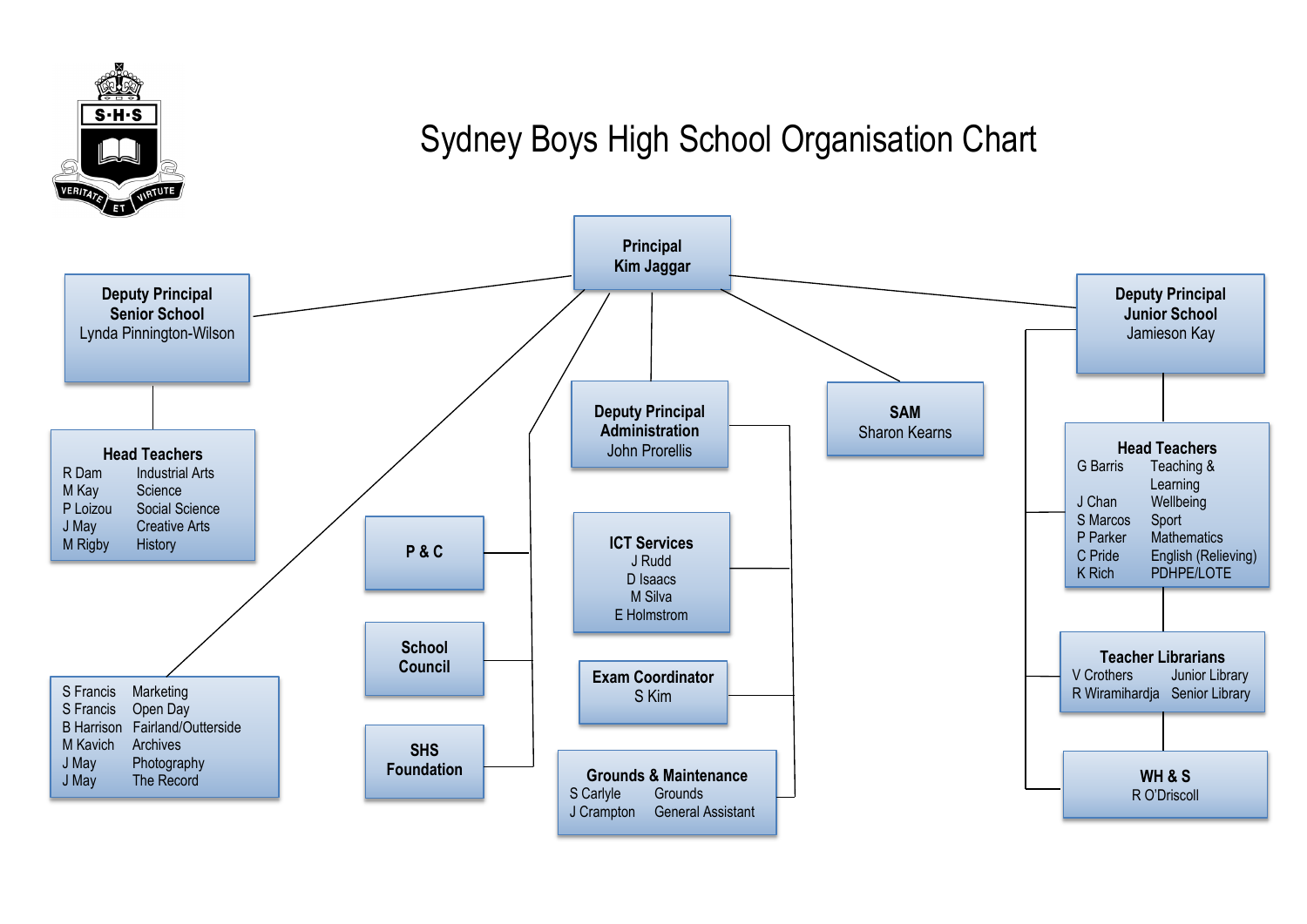# Sydney Boys High School Organisation Chart

S·H·S

VERITATE ET VIRTUTE

## Principal
Kim Jaggar

### Deputy Principal Senior School
Lynda Pinnington-Wilson

**Head Teachers**

| Name | Area |
| --- | --- |
| R Dam | Industrial Arts |
| M Kay | Science |
| P Loizou | Social Science |
| J May | Creative Arts |
| M Rigby | History |

### Deputy Principal Junior School
Jamieson Kay

**Head Teachers**

| Name | Area |
| --- | --- |
| G Barris | Teaching & Learning |
| J Chan | Wellbeing |
| S Marcos | Sport |
| P Parker | Mathematics |
| C Pride | English (Relieving) |
| K Rich | PDHPE/LOTE |

**Teacher Librarians**

| Name | Area |
| --- | --- |
| V Crothers | Junior Library |
| R Wiramihardja | Senior Library |

**WH & S**
R O'Driscoll

### Deputy Principal Administration
John Prorellis

**ICT Services**
J Rudd
D Isaacs
M Silva
E Holmstrom

**Exam Coordinator**
S Kim

**Grounds & Maintenance**

| Name | Area |
| --- | --- |
| S Carlyle | Grounds |
| J Crampton | General Assistant |

### SAM
Sharon Kearns

### P & C

### School Council

### SHS Foundation

### Other Responsibilities

| Name | Area |
| --- | --- |
| S Francis | Marketing |
| S Francis | Open Day |
| B Harrison | Fairland/Outterside |
| M Kavich | Archives |
| J May | Photography |
| J May | The Record |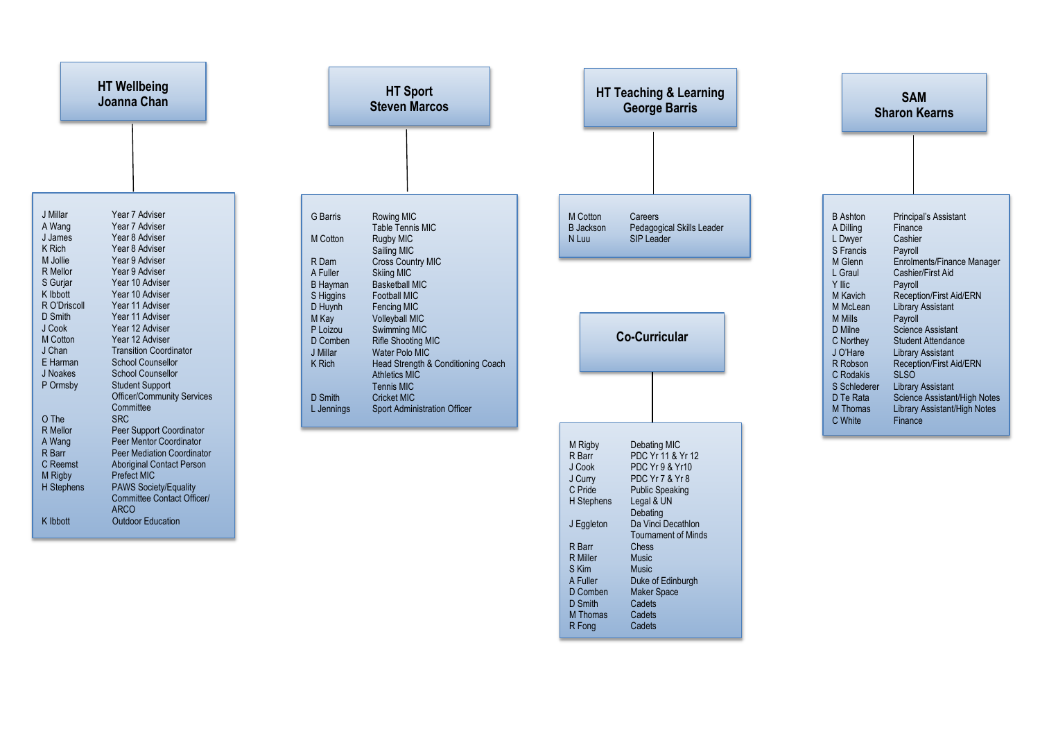## HT Wellbeing
**Joanna Chan**

| | |
|---|---|
| J Millar | Year 7 Adviser |
| A Wang | Year 7 Adviser |
| J James | Year 8 Adviser |
| K Rich | Year 8 Adviser |
| M Jollie | Year 9 Adviser |
| R Mellor | Year 9 Adviser |
| S Gurjar | Year 10 Adviser |
| K Ibbott | Year 10 Adviser |
| R O'Driscoll | Year 11 Adviser |
| D Smith | Year 11 Adviser |
| J Cook | Year 12 Adviser |
| M Cotton | Year 12 Adviser |
| J Chan | Transition Coordinator |
| E Harman | School Counsellor |
| J Noakes | School Counsellor |
| P Ormsby | Student Support Officer/Community Services Committee |
| O The | SRC |
| R Mellor | Peer Support Coordinator |
| A Wang | Peer Mentor Coordinator |
| R Barr | Peer Mediation Coordinator |
| C Reemst | Aboriginal Contact Person |
| M Rigby | Prefect MIC |
| H Stephens | PAWS Society/Equality Committee Contact Officer/ ARCO |
| K Ibbott | Outdoor Education |

## HT Sport
**Steven Marcos**

| | |
|---|---|
| G Barris | Rowing MIC |
| | Table Tennis MIC |
| M Cotton | Rugby MIC |
| | Sailing MIC |
| R Dam | Cross Country MIC |
| A Fuller | Skiing MIC |
| B Hayman | Basketball MIC |
| S Higgins | Football MIC |
| D Huynh | Fencing MIC |
| M Kay | Volleyball MIC |
| P Loizou | Swimming MIC |
| D Comben | Rifle Shooting MIC |
| J Millar | Water Polo MIC |
| K Rich | Head Strength & Conditioning Coach |
| | Athletics MIC |
| | Tennis MIC |
| D Smith | Cricket MIC |
| L Jennings | Sport Administration Officer |

## HT Teaching & Learning
**George Barris**

| | |
|---|---|
| M Cotton | Careers |
| B Jackson | Pedagogical Skills Leader |
| N Luu | SIP Leader |

## Co-Curricular

| | |
|---|---|
| M Rigby | Debating MIC |
| R Barr | PDC Yr 11 & Yr 12 |
| J Cook | PDC Yr 9 & Yr10 |
| J Curry | PDC Yr 7 & Yr 8 |
| C Pride | Public Speaking |
| H Stephens | Legal & UN Debating |
| J Eggleton | Da Vinci Decathlon Tournament of Minds |
| R Barr | Chess |
| R Miller | Music |
| S Kim | Music |
| A Fuller | Duke of Edinburgh |
| D Comben | Maker Space |
| D Smith | Cadets |
| M Thomas | Cadets |
| R Fong | Cadets |

## SAM
**Sharon Kearns**

| | |
|---|---|
| B Ashton | Principal's Assistant |
| A Dilling | Finance |
| L Dwyer | Cashier |
| S Francis | Payroll |
| M Glenn | Enrolments/Finance Manager |
| L Graul | Cashier/First Aid |
| Y Ilic | Payroll |
| M Kavich | Reception/First Aid/ERN |
| M McLean | Library Assistant |
| M Mills | Payroll |
| D Milne | Science Assistant |
| C Northey | Student Attendance |
| J O'Hare | Library Assistant |
| K Robson | Reception/First Aid/ERN |
| C Rodakis | SLSO |
| S Schlederer | Library Assistant |
| D Te Rata | Science Assistant/High Notes |
| M Thomas | Library Assistant/High Notes |
| C White | Finance |